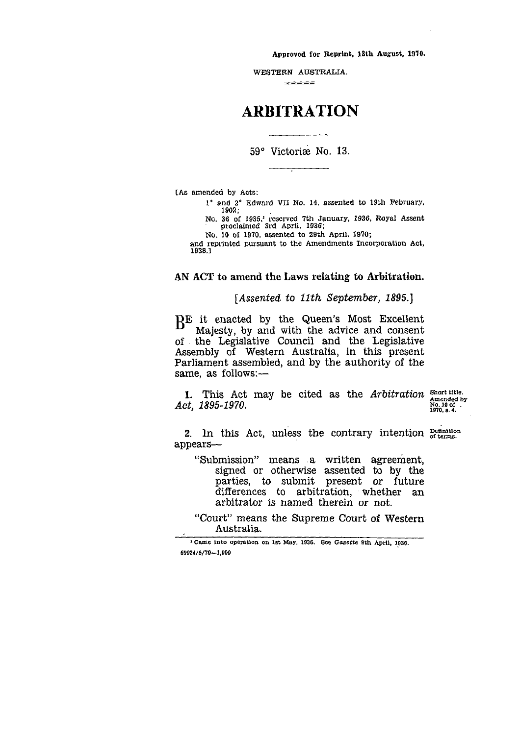Approved for Reprint, 13th August, 1970.

WESTERN AUSTRALIA.

# ARBITRATION

59° Victoriæ No. 13.

[As amended by Acts:

1° and 2° Edward VII No. 14, assented to 19th February, 1902;

No. 36 of 1935,[1] reserved 7th January, 1936, Royal Assent proclaimed 3rd April, 1936;

No. 10 of 1970, assented to 29th April, 1970;

and reprinted pursuant to the Amendments Incorporation Act, 1938.]

## AN ACT to amend the Laws relating to Arbitration.

*[Assented to 11th September, 1895.]*

BE it enacted by the Queen's Most Excellent Majesty, by and with the advice and consent of the Legislative Council and the Legislative Assembly of Western Australia, in this present Parliament assembled, and by the authority of the same, as follows:—

Short title. Amended by No. 10 of 1970, s. 4.

1. This Act may be cited as the *Arbitration Act, 1895-1970*.

Definition of terms.

2. In this Act, unless the contrary intention appears—

"Submission" means a written agreement, signed or otherwise assented to by the parties, to submit present or future differences to arbitration, whether an arbitrator is named therein or not.

"Court" means the Supreme Court of Western Australia.

[1] Came into operation on 1st May, 1936. See *Gazette* 9th April, 1936.

69924/5/70—1,800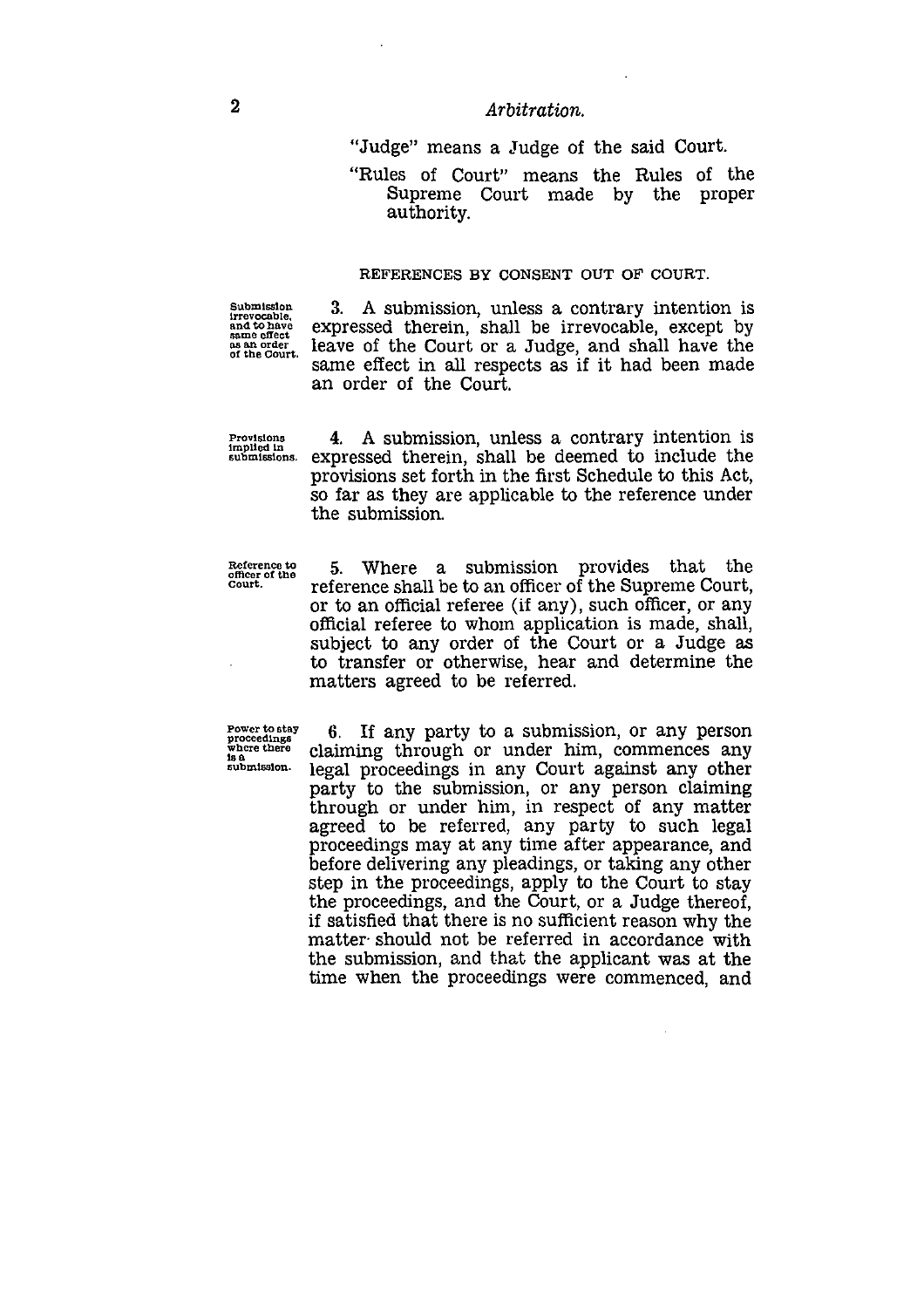"Judge" means a Judge of the said Court.

"Rules of Court" means the Rules of the Supreme Court made by the proper authority.

REFERENCES BY CONSENT OUT OF COURT.

*Submission irrevocable, and to have same effect as an order of the Court.*

3. A submission, unless a contrary intention is expressed therein, shall be irrevocable, except by leave of the Court or a Judge, and shall have the same effect in all respects as if it had been made an order of the Court.

*Provisions implied in submissions.*

4. A submission, unless a contrary intention is expressed therein, shall be deemed to include the provisions set forth in the first Schedule to this Act, so far as they are applicable to the reference under the submission.

*Reference to officer of the Court.*

5. Where a submission provides that the reference shall be to an officer of the Supreme Court, or to an official referee (if any), such officer, or any official referee to whom application is made, shall, subject to any order of the Court or a Judge as to transfer or otherwise, hear and determine the matters agreed to be referred.

*Power to stay proceedings where there is a submission.*

6. If any party to a submission, or any person claiming through or under him, commences any legal proceedings in any Court against any other party to the submission, or any person claiming through or under him, in respect of any matter agreed to be referred, any party to such legal proceedings may at any time after appearance, and before delivering any pleadings, or taking any other step in the proceedings, apply to the Court to stay the proceedings, and the Court, or a Judge thereof, if satisfied that there is no sufficient reason why the matter should not be referred in accordance with the submission, and that the applicant was at the time when the proceedings were commenced, and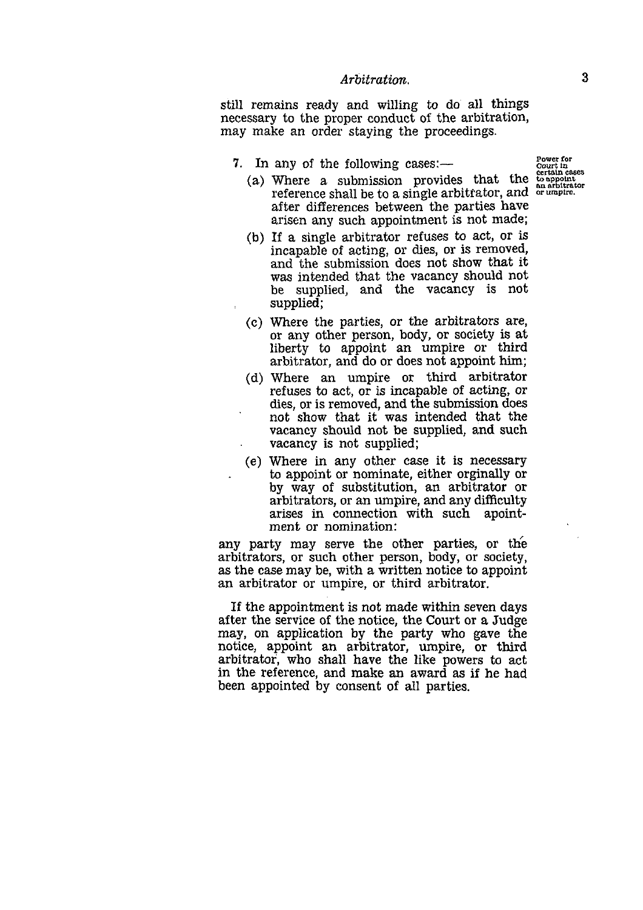still remains ready and willing to do all things necessary to the proper conduct of the arbitration, may make an order staying the proceedings.

Power for Court in certain cases to appoint an arbitrator or umpire.

7. In any of the following cases:—

(a) Where a submission provides that the reference shall be to a single arbitrator, and after differences between the parties have arisen any such appointment is not made;

(b) If a single arbitrator refuses to act, or is incapable of acting, or dies, or is removed, and the submission does not show that it was intended that the vacancy should not be supplied, and the vacancy is not supplied;

(c) Where the parties, or the arbitrators are, or any other person, body, or society is at liberty to appoint an umpire or third arbitrator, and do or does not appoint him;

(d) Where an umpire or third arbitrator refuses to act, or is incapable of acting, or dies, or is removed, and the submission does not show that it was intended that the vacancy should not be supplied, and such vacancy is not supplied;

(e) Where in any other case it is necessary to appoint or nominate, either orginally or by way of substitution, an arbitrator or arbitrators, or an umpire, and any difficulty arises in connection with such apointment or nomination:

any party may serve the other parties, or the arbitrators, or such other person, body, or society, as the case may be, with a written notice to appoint an arbitrator or umpire, or third arbitrator.

If the appointment is not made within seven days after the service of the notice, the Court or a Judge may, on application by the party who gave the notice, appoint an arbitrator, umpire, or third arbitrator, who shall have the like powers to act in the reference, and make an award as if he had been appointed by consent of all parties.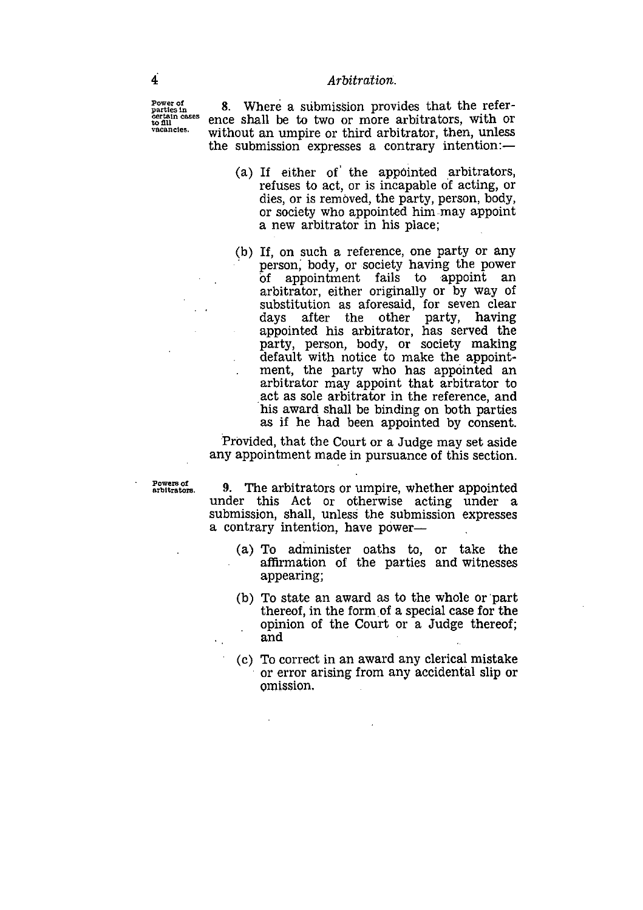Power of parties in certain cases to fill vacancies.

**8.** Where a submission provides that the reference shall be to two or more arbitrators, with or without an umpire or third arbitrator, then, unless the submission expresses a contrary intention:—

(a) If either of the appointed arbitrators, refuses to act, or is incapable of acting, or dies, or is removed, the party, person, body, or society who appointed him may appoint a new arbitrator in his place;

(b) If, on such a reference, one party or any person, body, or society having the power of appointment fails to appoint an arbitrator, either originally or by way of substitution as aforesaid, for seven clear days after the other party, having appointed his arbitrator, has served the party, person, body, or society making default with notice to make the appointment, the party who has appointed an arbitrator may appoint that arbitrator to act as sole arbitrator in the reference, and his award shall be binding on both parties as if he had been appointed by consent.

Provided, that the Court or a Judge may set aside any appointment made in pursuance of this section.

Powers of arbitrators.

**9.** The arbitrators or umpire, whether appointed under this Act or otherwise acting under a submission, shall, unless the submission expresses a contrary intention, have power—

(a) To administer oaths to, or take the affirmation of the parties and witnesses appearing;

(b) To state an award as to the whole or part thereof, in the form of a special case for the opinion of the Court or a Judge thereof; and

(c) To correct in an award any clerical mistake or error arising from any accidental slip or omission.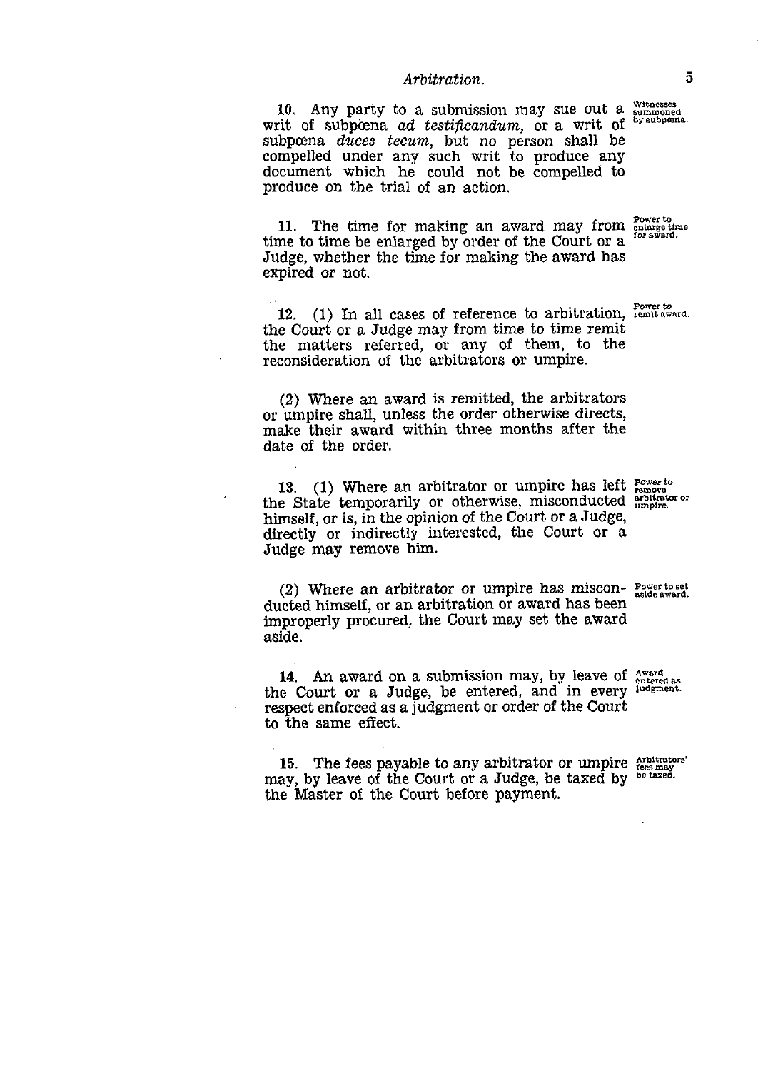**10.** Any party to a submission may sue out a writ of subpœna *ad testificandum*, or a writ of subpœna *duces tecum*, but no person shall be compelled under any such writ to produce any document which he could not be compelled to produce on the trial of an action.

Witnesses summoned by subpœna.

**11.** The time for making an award may from time to time be enlarged by order of the Court or a Judge, whether the time for making the award has expired or not.

Power to enlarge time for award.

**12.** (1) In all cases of reference to arbitration, the Court or a Judge may from time to time remit the matters referred, or any of them, to the reconsideration of the arbitrators or umpire.

Power to remit award.

(2) Where an award is remitted, the arbitrators or umpire shall, unless the order otherwise directs, make their award within three months after the date of the order.

**13.** (1) Where an arbitrator or umpire has left the State temporarily or otherwise, misconducted himself, or is, in the opinion of the Court or a Judge, directly or indirectly interested, the Court or a Judge may remove him.

Power to remove arbitrator or umpire.

(2) Where an arbitrator or umpire has misconducted himself, or an arbitration or award has been improperly procured, the Court may set the award aside.

Power to set aside award.

**14.** An award on a submission may, by leave of the Court or a Judge, be entered, and in every respect enforced as a judgment or order of the Court to the same effect.

Award entered as judgment.

**15.** The fees payable to any arbitrator or umpire may, by leave of the Court or a Judge, be taxed by the Master of the Court before payment.

Arbitrators' fees may be taxed.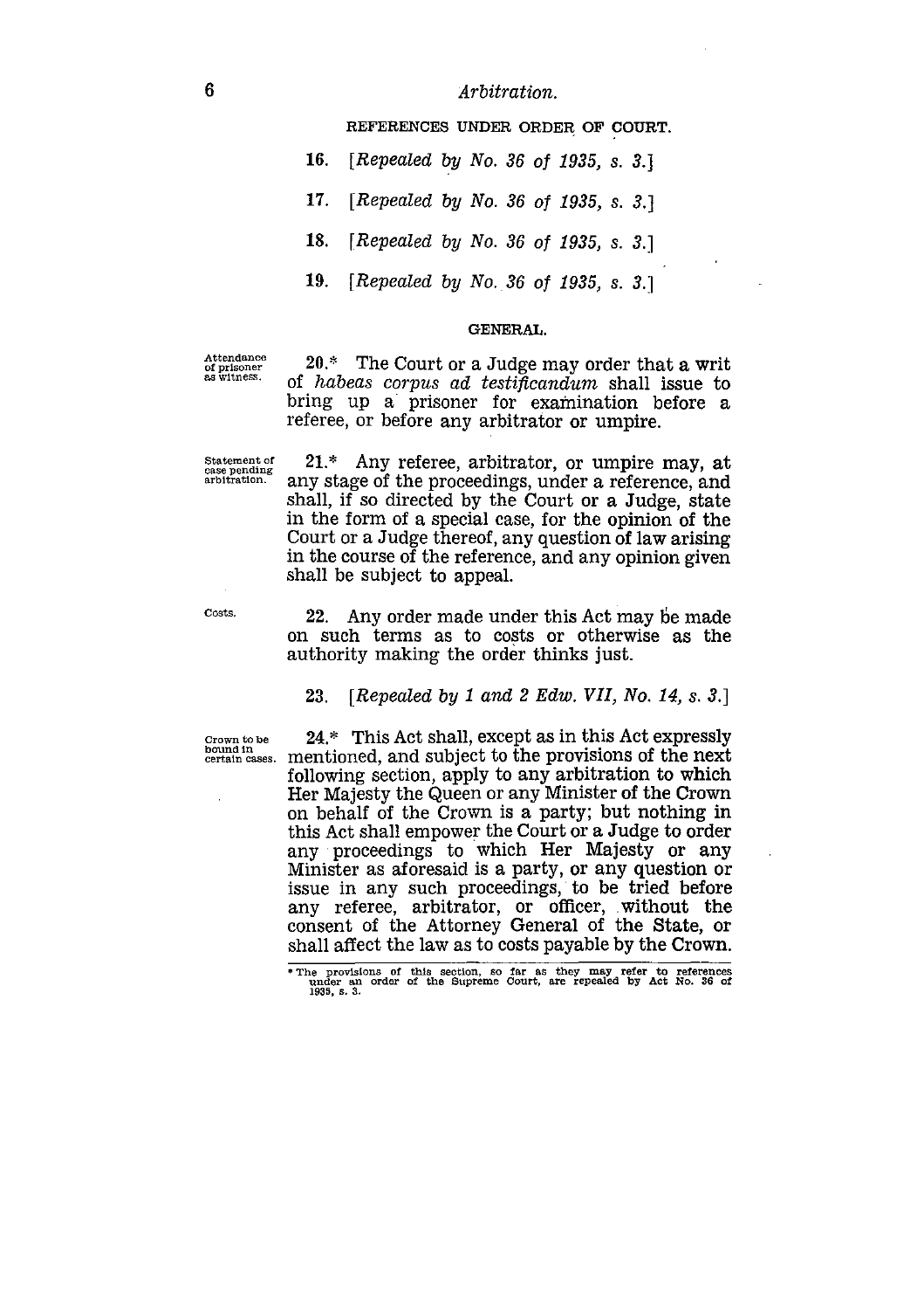## REFERENCES UNDER ORDER OF COURT.

**16.** *[Repealed by No. 36 of 1935, s. 3.]*

**17.** *[Repealed by No. 36 of 1935, s. 3.]*

**18.** *[Repealed by No. 36 of 1935, s. 3.]*

**19.** *[Repealed by No. 36 of 1935, s. 3.]*

## GENERAL.

Attendance of prisoner as witness.

**20.*** The Court or a Judge may order that a writ of *habeas corpus ad testificandum* shall issue to bring up a prisoner for examination before a referee, or before any arbitrator or umpire.

Statement of case pending arbitration.

**21.*** Any referee, arbitrator, or umpire may, at any stage of the proceedings, under a reference, and shall, if so directed by the Court or a Judge, state in the form of a special case, for the opinion of the Court or a Judge thereof, any question of law arising in the course of the reference, and any opinion given shall be subject to appeal.

Costs.

**22.** Any order made under this Act may be made on such terms as to costs or otherwise as the authority making the order thinks just.

**23.** *[Repealed by 1 and 2 Edw. VII, No. 14, s. 3.]*

Crown to be bound in certain cases.

**24.*** This Act shall, except as in this Act expressly mentioned, and subject to the provisions of the next following section, apply to any arbitration to which Her Majesty the Queen or any Minister of the Crown on behalf of the Crown is a party; but nothing in this Act shall empower the Court or a Judge to order any proceedings to which Her Majesty or any Minister as aforesaid is a party, or any question or issue in any such proceedings, to be tried before any referee, arbitrator, or officer, without the consent of the Attorney General of the State, or shall affect the law as to costs payable by the Crown.

* The provisions of this section, so far as they may refer to references under an order of the Supreme Court, are repealed by Act No. 36 of 1935, s. 3.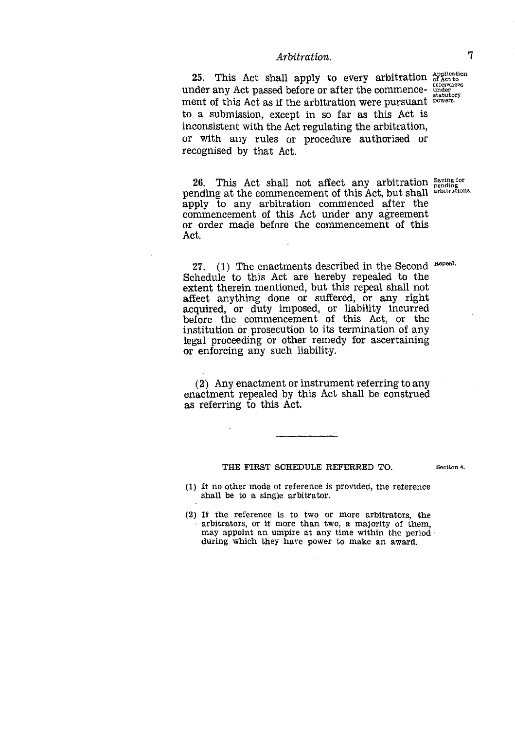**25.** This Act shall apply to every arbitration under any Act passed before or after the commencement of this Act as if the arbitration were pursuant to a submission, except in so far as this Act is inconsistent with the Act regulating the arbitration, or with any rules or procedure authorised or recognised by that Act.

*Application of Act to references under statutory powers.*

**26.** This Act shall not affect any arbitration pending at the commencement of this Act, but shall apply to any arbitration commenced after the commencement of this Act under any agreement or order made before the commencement of this Act.

*Saving for pending arbitrations.*

**27.** (1) The enactments described in the Second Schedule to this Act are hereby repealed to the extent therein mentioned, but this repeal shall not affect anything done or suffered, or any right acquired, or duty imposed, or liability incurred before the commencement of this Act, or the institution or prosecution to its termination of any legal proceeding or other remedy for ascertaining or enforcing any such liability.

*Repeal.*

(2) Any enactment or instrument referring to any enactment repealed by this Act shall be construed as referring to this Act.

---

## THE FIRST SCHEDULE REFERRED TO.

*Section 4.*

(1) If no other mode of reference is provided, the reference shall be to a single arbitrator.

(2) If the reference is to two or more arbitrators, the arbitrators, or if more than two, a majority of them, may appoint an umpire at any time within the period during which they have power to make an award.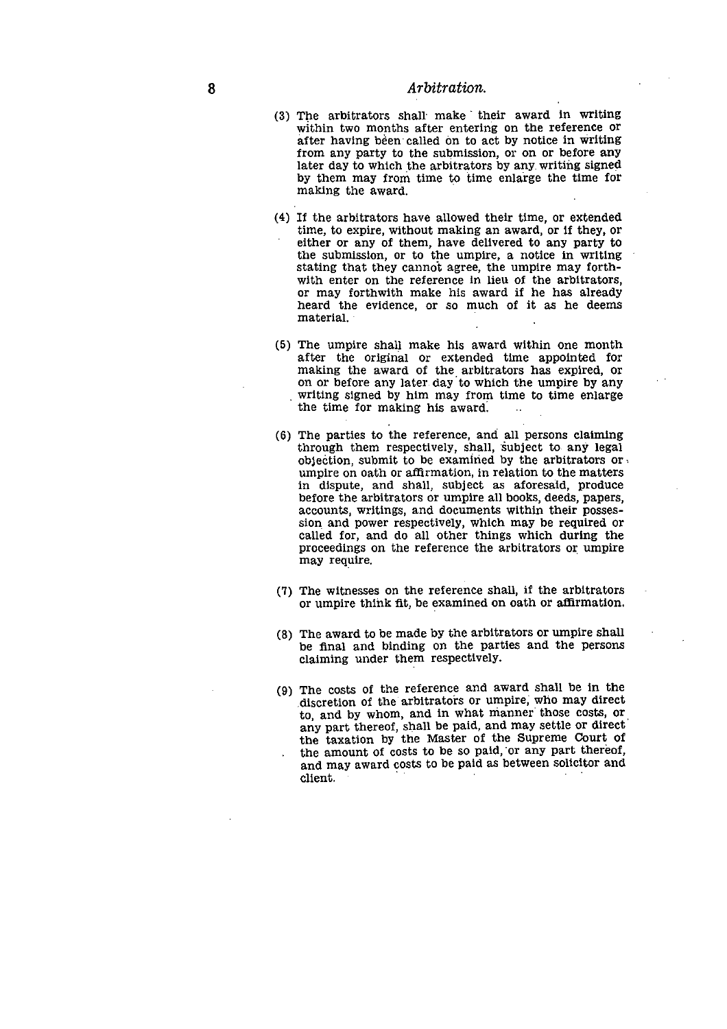(3) The arbitrators shall make their award in writing within two months after entering on the reference or after having been called on to act by notice in writing from any party to the submission, or on or before any later day to which the arbitrators by any writing signed by them may from time to time enlarge the time for making the award.

(4) If the arbitrators have allowed their time, or extended time, to expire, without making an award, or if they, or either or any of them, have delivered to any party to the submission, or to the umpire, a notice in writing stating that they cannot agree, the umpire may forthwith enter on the reference in lieu of the arbitrators, or may forthwith make his award if he has already heard the evidence, or so much of it as he deems material.

(5) The umpire shall make his award within one month after the original or extended time appointed for making the award of the arbitrators has expired, or on or before any later day to which the umpire by any writing signed by him may from time to time enlarge the time for making his award.

(6) The parties to the reference, and all persons claiming through them respectively, shall, subject to any legal objection, submit to be examined by the arbitrators or umpire on oath or affirmation, in relation to the matters in dispute, and shall, subject as aforesaid, produce before the arbitrators or umpire all books, deeds, papers, accounts, writings, and documents within their possession and power respectively, which may be required or called for, and do all other things which during the proceedings on the reference the arbitrators or umpire may require.

(7) The witnesses on the reference shall, if the arbitrators or umpire think fit, be examined on oath or affirmation.

(8) The award to be made by the arbitrators or umpire shall be final and binding on the parties and the persons claiming under them respectively.

(9) The costs of the reference and award shall be in the discretion of the arbitrators or umpire, who may direct to, and by whom, and in what manner those costs, or any part thereof, shall be paid, and may settle or direct the taxation by the Master of the Supreme Court of the amount of costs to be so paid, or any part thereof, and may award costs to be paid as between solicitor and client.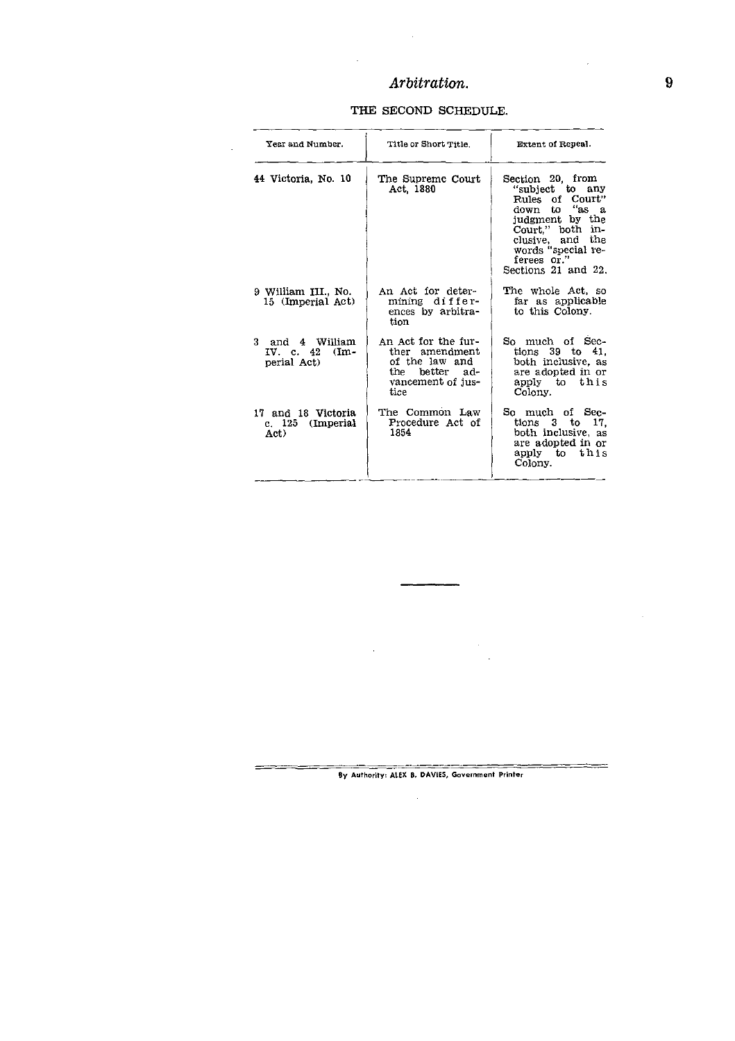## THE SECOND SCHEDULE.

| Year and Number. | Title or Short Title. | Extent of Repeal. |
|---|---|---|
| 44 Victoria, No. 10 | The Supreme Court Act, 1880 | Section 20, from "subject to any Rules of Court" down to "as a judgment by the Court," both inclusive, and the words "special referees or." Sections 21 and 22. |
| 9 William III., No. 15 (Imperial Act) | An Act for determining differences by arbitration | The whole Act, so far as applicable to this Colony. |
| 3 and 4 William IV. c. 42 (Imperial Act) | An Act for the further amendment of the law and the better advancement of justice | So much of Sections 39 to 41, both inclusive, as are adopted in or apply to this Colony. |
| 17 and 18 Victoria c. 125 (Imperial Act) | The Common Law Procedure Act of 1854 | So much of Sections 3 to 17, both inclusive, as are adopted in or apply to this Colony. |

By Authority: ALEX B. DAVIES, Government Printer